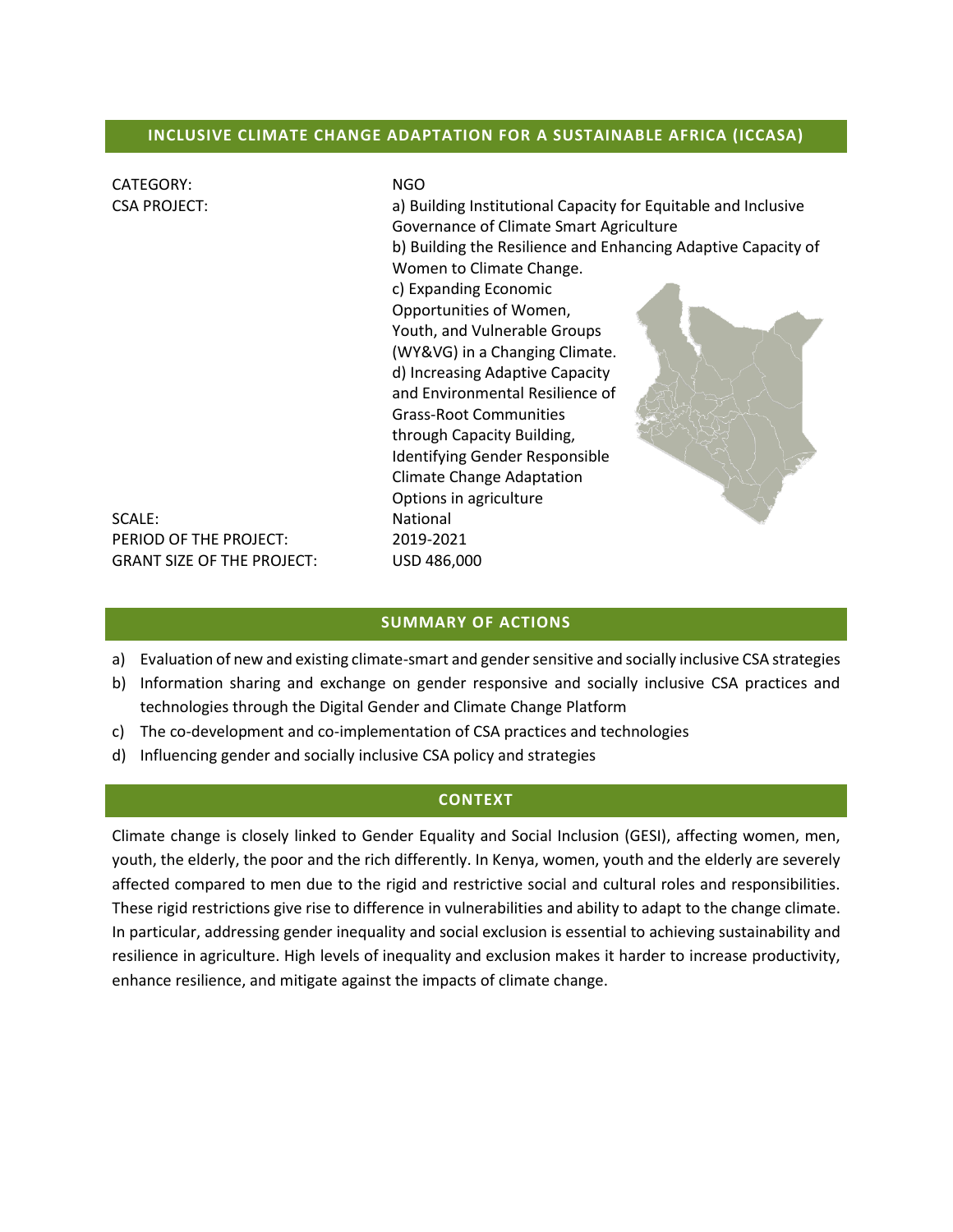## INCLUSIVE CLIMATE CHANGE ADAPTATION FOR A SUSTAINABLE AFRICA (ICCASA)

| | |
|---|---|
| CATEGORY: | NGO |
| CSA PROJECT: | a) Building Institutional Capacity for Equitable and Inclusive Governance of Climate Smart Agriculture<br>b) Building the Resilience and Enhancing Adaptive Capacity of Women to Climate Change.<br>c) Expanding Economic Opportunities of Women, Youth, and Vulnerable Groups (WY&VG) in a Changing Climate.<br>d) Increasing Adaptive Capacity and Environmental Resilience of Grass-Root Communities through Capacity Building, Identifying Gender Responsible Climate Change Adaptation Options in agriculture |
| SCALE: | National |
| PERIOD OF THE PROJECT: | 2019-2021 |
| GRANT SIZE OF THE PROJECT: | USD 486,000 |

## SUMMARY OF ACTIONS

a) Evaluation of new and existing climate-smart and gender sensitive and socially inclusive CSA strategies
b) Information sharing and exchange on gender responsive and socially inclusive CSA practices and technologies through the Digital Gender and Climate Change Platform
c) The co-development and co-implementation of CSA practices and technologies
d) Influencing gender and socially inclusive CSA policy and strategies

## CONTEXT

Climate change is closely linked to Gender Equality and Social Inclusion (GESI), affecting women, men, youth, the elderly, the poor and the rich differently. In Kenya, women, youth and the elderly are severely affected compared to men due to the rigid and restrictive social and cultural roles and responsibilities. These rigid restrictions give rise to difference in vulnerabilities and ability to adapt to the change climate. In particular, addressing gender inequality and social exclusion is essential to achieving sustainability and resilience in agriculture. High levels of inequality and exclusion makes it harder to increase productivity, enhance resilience, and mitigate against the impacts of climate change.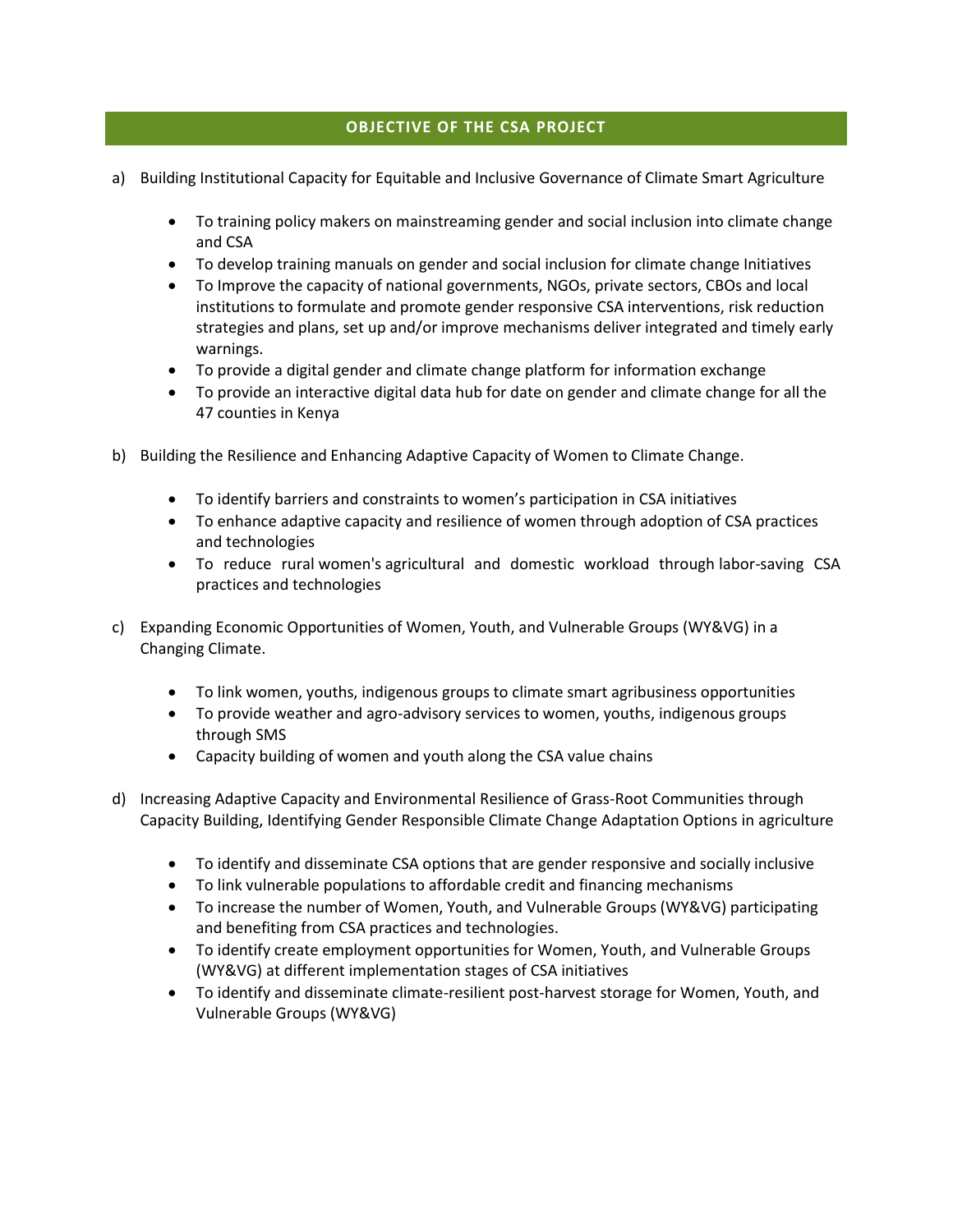## OBJECTIVE OF THE CSA PROJECT

a) Building Institutional Capacity for Equitable and Inclusive Governance of Climate Smart Agriculture

- To training policy makers on mainstreaming gender and social inclusion into climate change and CSA
- To develop training manuals on gender and social inclusion for climate change Initiatives
- To Improve the capacity of national governments, NGOs, private sectors, CBOs and local institutions to formulate and promote gender responsive CSA interventions, risk reduction strategies and plans, set up and/or improve mechanisms deliver integrated and timely early warnings.
- To provide a digital gender and climate change platform for information exchange
- To provide an interactive digital data hub for date on gender and climate change for all the 47 counties in Kenya

b) Building the Resilience and Enhancing Adaptive Capacity of Women to Climate Change.

- To identify barriers and constraints to women's participation in CSA initiatives
- To enhance adaptive capacity and resilience of women through adoption of CSA practices and technologies
- To reduce rural women's agricultural and domestic workload through labor-saving CSA practices and technologies

c) Expanding Economic Opportunities of Women, Youth, and Vulnerable Groups (WY&VG) in a Changing Climate.

- To link women, youths, indigenous groups to climate smart agribusiness opportunities
- To provide weather and agro-advisory services to women, youths, indigenous groups through SMS
- Capacity building of women and youth along the CSA value chains

d) Increasing Adaptive Capacity and Environmental Resilience of Grass-Root Communities through Capacity Building, Identifying Gender Responsible Climate Change Adaptation Options in agriculture

- To identify and disseminate CSA options that are gender responsive and socially inclusive
- To link vulnerable populations to affordable credit and financing mechanisms
- To increase the number of Women, Youth, and Vulnerable Groups (WY&VG) participating and benefiting from CSA practices and technologies.
- To identify create employment opportunities for Women, Youth, and Vulnerable Groups (WY&VG) at different implementation stages of CSA initiatives
- To identify and disseminate climate-resilient post-harvest storage for Women, Youth, and Vulnerable Groups (WY&VG)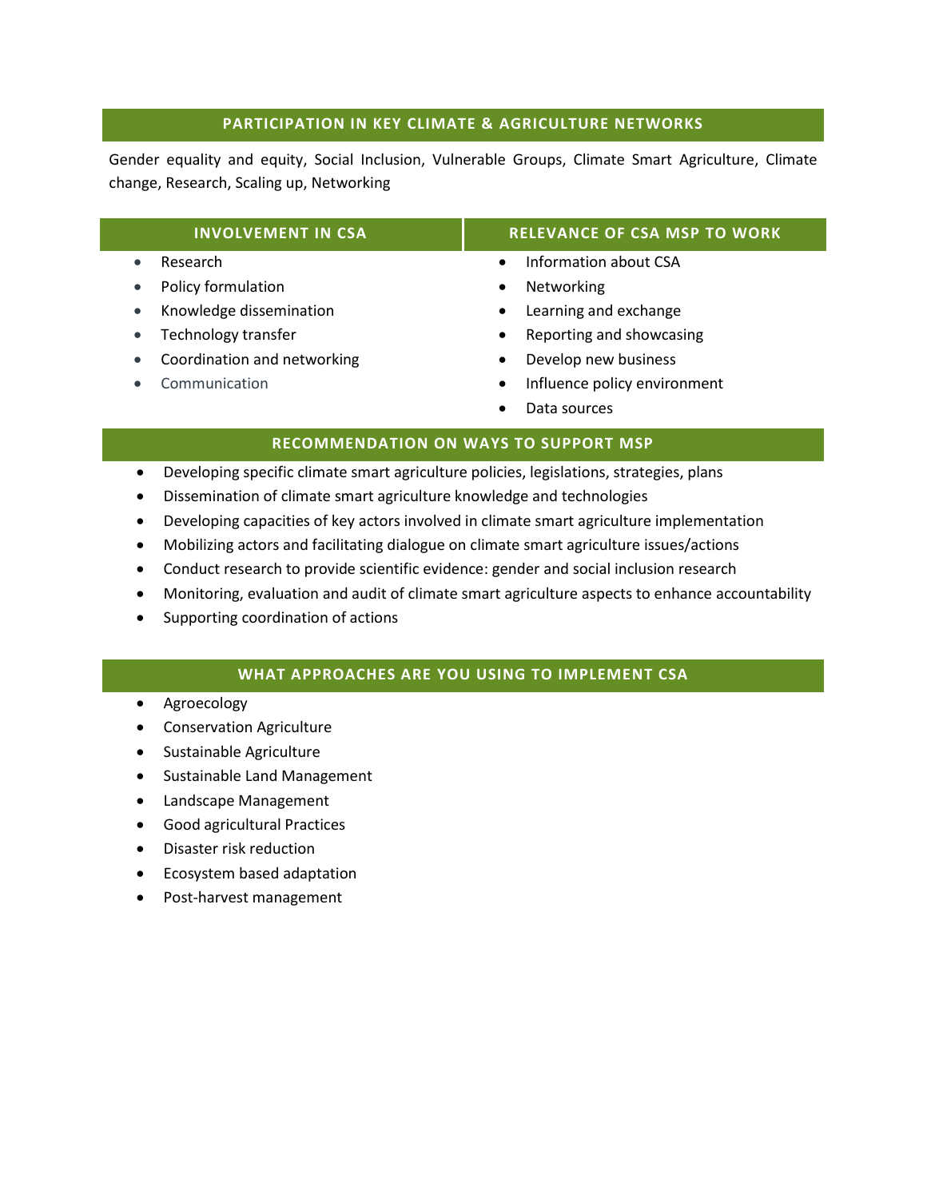## PARTICIPATION IN KEY CLIMATE & AGRICULTURE NETWORKS

Gender equality and equity, Social Inclusion, Vulnerable Groups, Climate Smart Agriculture, Climate change, Research, Scaling up, Networking

## INVOLVEMENT IN CSA

- Research
- Policy formulation
- Knowledge dissemination
- Technology transfer
- Coordination and networking
- Communication

## RELEVANCE OF CSA MSP TO WORK

- Information about CSA
- Networking
- Learning and exchange
- Reporting and showcasing
- Develop new business
- Influence policy environment
- Data sources

## RECOMMENDATION ON WAYS TO SUPPORT MSP

- Developing specific climate smart agriculture policies, legislations, strategies, plans
- Dissemination of climate smart agriculture knowledge and technologies
- Developing capacities of key actors involved in climate smart agriculture implementation
- Mobilizing actors and facilitating dialogue on climate smart agriculture issues/actions
- Conduct research to provide scientific evidence: gender and social inclusion research
- Monitoring, evaluation and audit of climate smart agriculture aspects to enhance accountability
- Supporting coordination of actions

## WHAT APPROACHES ARE YOU USING TO IMPLEMENT CSA

- Agroecology
- Conservation Agriculture
- Sustainable Agriculture
- Sustainable Land Management
- Landscape Management
- Good agricultural Practices
- Disaster risk reduction
- Ecosystem based adaptation
- Post-harvest management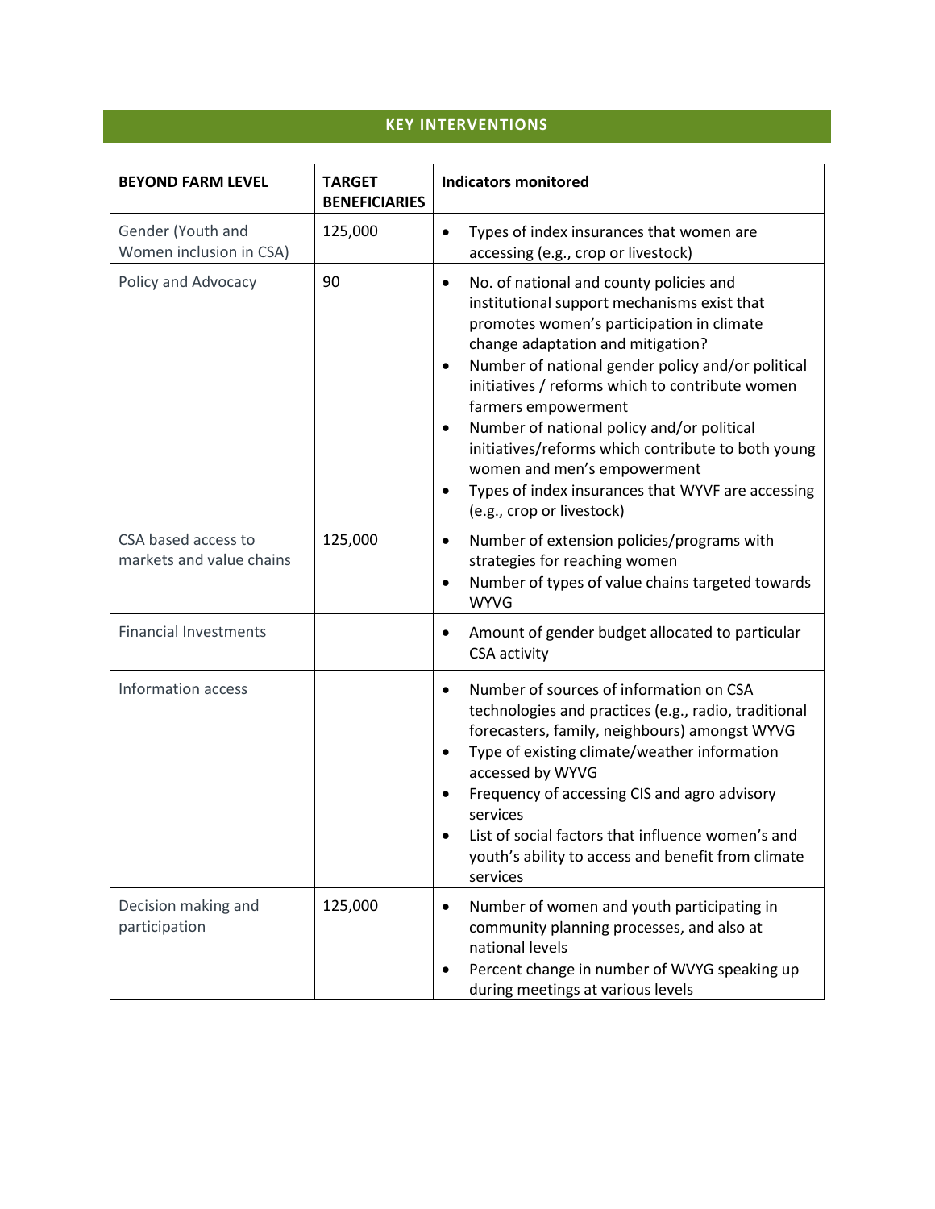## KEY INTERVENTIONS

| BEYOND FARM LEVEL | TARGET BENEFICIARIES | Indicators monitored |
|---|---|---|
| Gender (Youth and Women inclusion in CSA) | 125,000 | • Types of index insurances that women are accessing (e.g., crop or livestock) |
| Policy and Advocacy | 90 | • No. of national and county policies and institutional support mechanisms exist that promotes women's participation in climate change adaptation and mitigation?<br>• Number of national gender policy and/or political initiatives / reforms which to contribute women farmers empowerment<br>• Number of national policy and/or political initiatives/reforms which contribute to both young women and men's empowerment<br>• Types of index insurances that WYVF are accessing (e.g., crop or livestock) |
| CSA based access to markets and value chains | 125,000 | • Number of extension policies/programs with strategies for reaching women<br>• Number of types of value chains targeted towards WYVG |
| Financial Investments | | • Amount of gender budget allocated to particular CSA activity |
| Information access | | • Number of sources of information on CSA technologies and practices (e.g., radio, traditional forecasters, family, neighbours) amongst WYVG<br>• Type of existing climate/weather information accessed by WYVG<br>• Frequency of accessing CIS and agro advisory services<br>• List of social factors that influence women's and youth's ability to access and benefit from climate services |
| Decision making and participation | 125,000 | • Number of women and youth participating in community planning processes, and also at national levels<br>• Percent change in number of WVYG speaking up during meetings at various levels |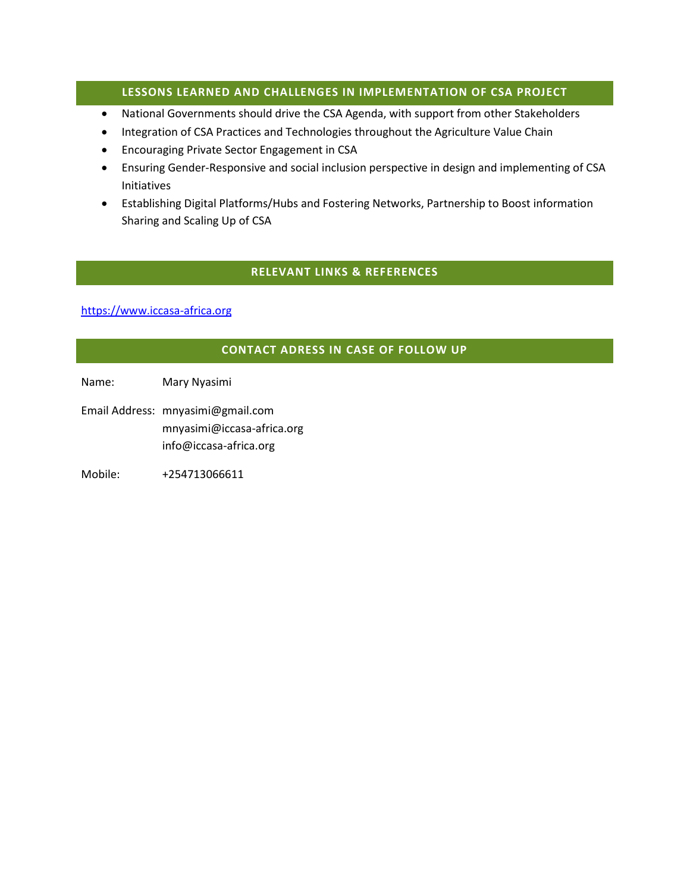## LESSONS LEARNED AND CHALLENGES IN IMPLEMENTATION OF CSA PROJECT

- National Governments should drive the CSA Agenda, with support from other Stakeholders
- Integration of CSA Practices and Technologies throughout the Agriculture Value Chain
- Encouraging Private Sector Engagement in CSA
- Ensuring Gender-Responsive and social inclusion perspective in design and implementing of CSA Initiatives
- Establishing Digital Platforms/Hubs and Fostering Networks, Partnership to Boost information Sharing and Scaling Up of CSA

## RELEVANT LINKS & REFERENCES

https://www.iccasa-africa.org

## CONTACT ADRESS IN CASE OF FOLLOW UP

Name: Mary Nyasimi

Email Address: mnyasimi@gmail.com
mnyasimi@iccasa-africa.org
info@iccasa-africa.org

Mobile: +254713066611